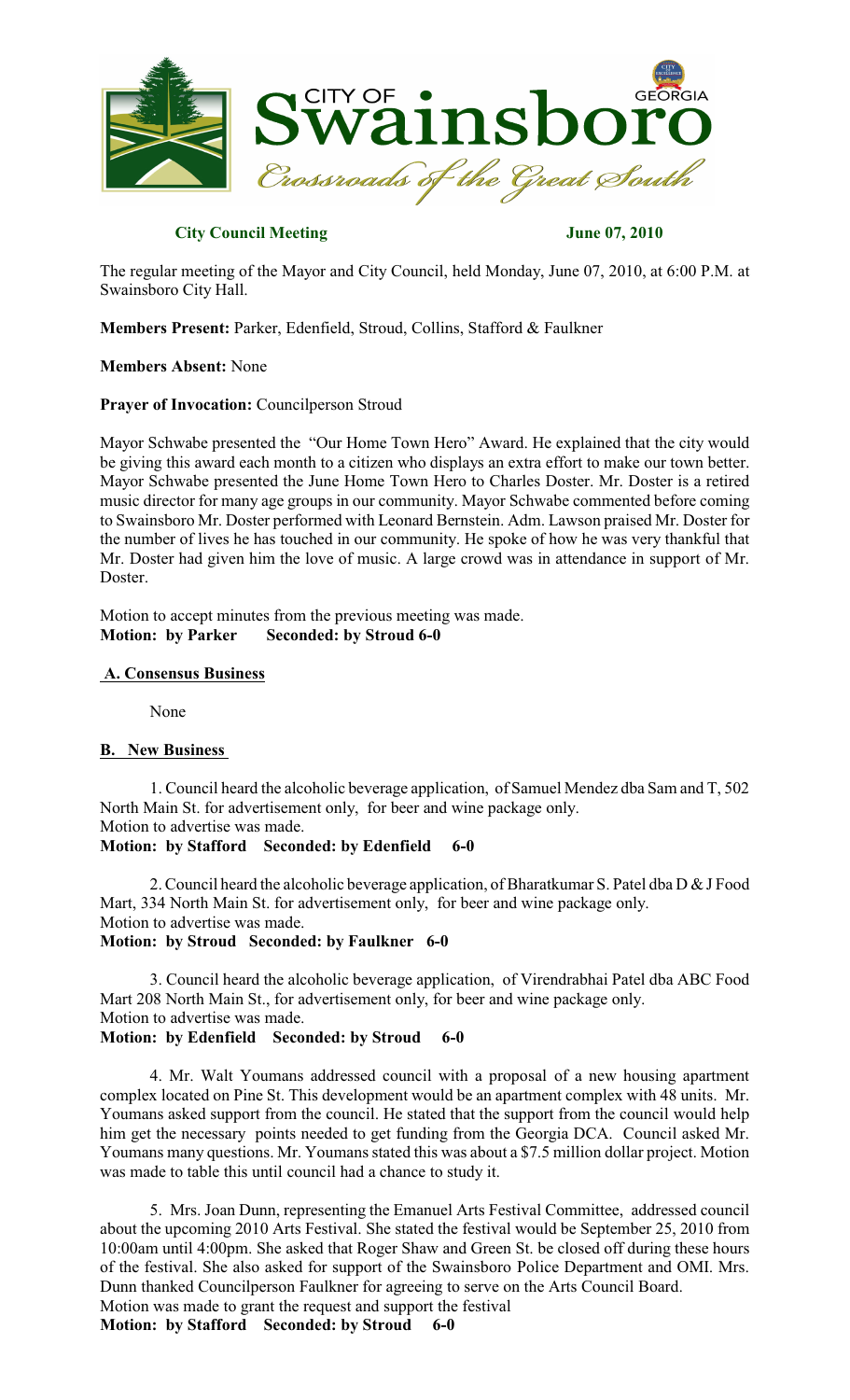# City of Swainsboro, Georgia
*Crossroads of the Great South*

**City Council Meeting** **June 07, 2010**

The regular meeting of the Mayor and City Council, held Monday, June 07, 2010, at 6:00 P.M. at Swainsboro City Hall.

**Members Present:** Parker, Edenfield, Stroud, Collins, Stafford & Faulkner

**Members Absent:** None

**Prayer of Invocation:** Councilperson Stroud

Mayor Schwabe presented the "Our Home Town Hero" Award. He explained that the city would be giving this award each month to a citizen who displays an extra effort to make our town better. Mayor Schwabe presented the June Home Town Hero to Charles Doster. Mr. Doster is a retired music director for many age groups in our community. Mayor Schwabe commented before coming to Swainsboro Mr. Doster performed with Leonard Bernstein. Adm. Lawson praised Mr. Doster for the number of lives he has touched in our community. He spoke of how he was very thankful that Mr. Doster had given him the love of music. A large crowd was in attendance in support of Mr. Doster.

Motion to accept minutes from the previous meeting was made.
**Motion: by Parker Seconded: by Stroud 6-0**

**A. Consensus Business**

None

**B. New Business**

1. Council heard the alcoholic beverage application, of Samuel Mendez dba Sam and T, 502 North Main St. for advertisement only, for beer and wine package only.
Motion to advertise was made.
**Motion: by Stafford Seconded: by Edenfield 6-0**

2. Council heard the alcoholic beverage application, of Bharatkumar S. Patel dba D & J Food Mart, 334 North Main St. for advertisement only, for beer and wine package only.
Motion to advertise was made.
**Motion: by Stroud Seconded: by Faulkner 6-0**

3. Council heard the alcoholic beverage application, of Virendrabhai Patel dba ABC Food Mart 208 North Main St., for advertisement only, for beer and wine package only.
Motion to advertise was made.
**Motion: by Edenfield Seconded: by Stroud 6-0**

4. Mr. Walt Youmans addressed council with a proposal of a new housing apartment complex located on Pine St. This development would be an apartment complex with 48 units. Mr. Youmans asked support from the council. He stated that the support from the council would help him get the necessary points needed to get funding from the Georgia DCA. Council asked Mr. Youmans many questions. Mr. Youmans stated this was about a $7.5 million dollar project. Motion was made to table this until council had a chance to study it.

5. Mrs. Joan Dunn, representing the Emanuel Arts Festival Committee, addressed council about the upcoming 2010 Arts Festival. She stated the festival would be September 25, 2010 from 10:00am until 4:00pm. She asked that Roger Shaw and Green St. be closed off during these hours of the festival. She also asked for support of the Swainsboro Police Department and OMI. Mrs. Dunn thanked Councilperson Faulkner for agreeing to serve on the Arts Council Board.
Motion was made to grant the request and support the festival
**Motion: by Stafford Seconded: by Stroud 6-0**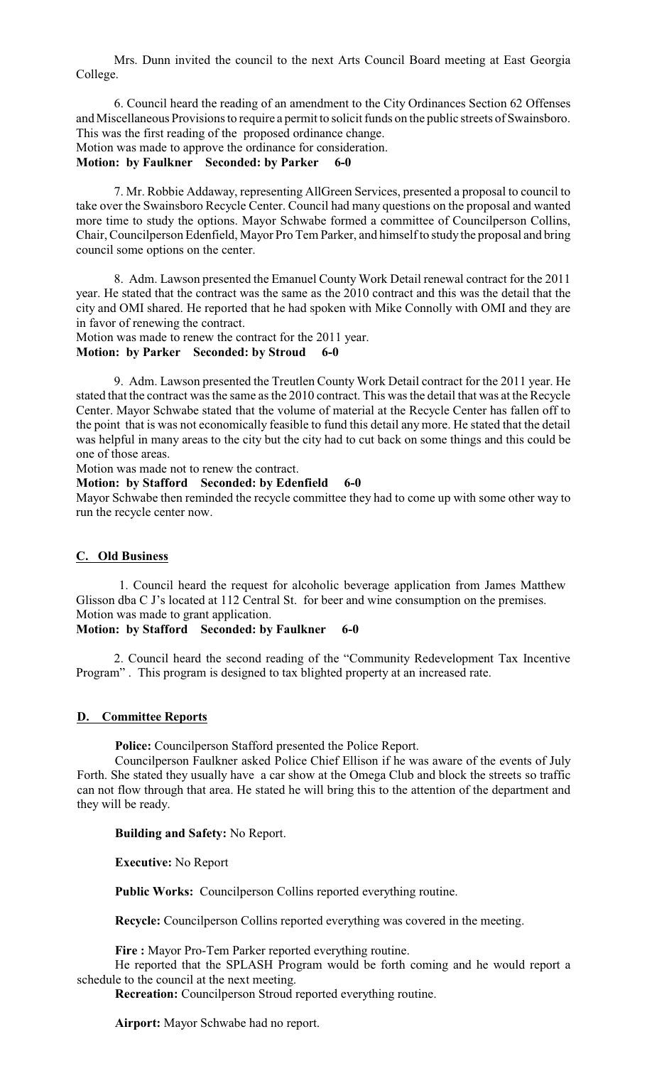Mrs. Dunn invited the council to the next Arts Council Board meeting at East Georgia College.

6. Council heard the reading of an amendment to the City Ordinances Section 62 Offenses and Miscellaneous Provisions to require a permit to solicit funds on the public streets of Swainsboro. This was the first reading of the proposed ordinance change.
Motion was made to approve the ordinance for consideration.
**Motion: by Faulkner Seconded: by Parker 6-0**

7. Mr. Robbie Addaway, representing AllGreen Services, presented a proposal to council to take over the Swainsboro Recycle Center. Council had many questions on the proposal and wanted more time to study the options. Mayor Schwabe formed a committee of Councilperson Collins, Chair, Councilperson Edenfield, Mayor Pro Tem Parker, and himself to study the proposal and bring council some options on the center.

8. Adm. Lawson presented the Emanuel County Work Detail renewal contract for the 2011 year. He stated that the contract was the same as the 2010 contract and this was the detail that the city and OMI shared. He reported that he had spoken with Mike Connolly with OMI and they are in favor of renewing the contract.
Motion was made to renew the contract for the 2011 year.
**Motion: by Parker Seconded: by Stroud 6-0**

9. Adm. Lawson presented the Treutlen County Work Detail contract for the 2011 year. He stated that the contract was the same as the 2010 contract. This was the detail that was at the Recycle Center. Mayor Schwabe stated that the volume of material at the Recycle Center has fallen off to the point that is was not economically feasible to fund this detail any more. He stated that the detail was helpful in many areas to the city but the city had to cut back on some things and this could be one of those areas.
Motion was made not to renew the contract.
**Motion: by Stafford Seconded: by Edenfield 6-0**
Mayor Schwabe then reminded the recycle committee they had to come up with some other way to run the recycle center now.

## C. Old Business

1. Council heard the request for alcoholic beverage application from James Matthew Glisson dba C J's located at 112 Central St. for beer and wine consumption on the premises.
Motion was made to grant application.
**Motion: by Stafford Seconded: by Faulkner 6-0**

2. Council heard the second reading of the "Community Redevelopment Tax Incentive Program" . This program is designed to tax blighted property at an increased rate.

## D. Committee Reports

**Police:** Councilperson Stafford presented the Police Report.
Councilperson Faulkner asked Police Chief Ellison if he was aware of the events of July Forth. She stated they usually have a car show at the Omega Club and block the streets so traffic can not flow through that area. He stated he will bring this to the attention of the department and they will be ready.

**Building and Safety:** No Report.

**Executive:** No Report

**Public Works:** Councilperson Collins reported everything routine.

**Recycle:** Councilperson Collins reported everything was covered in the meeting.

**Fire :** Mayor Pro-Tem Parker reported everything routine.
He reported that the SPLASH Program would be forth coming and he would report a schedule to the council at the next meeting.

**Recreation:** Councilperson Stroud reported everything routine.

**Airport:** Mayor Schwabe had no report.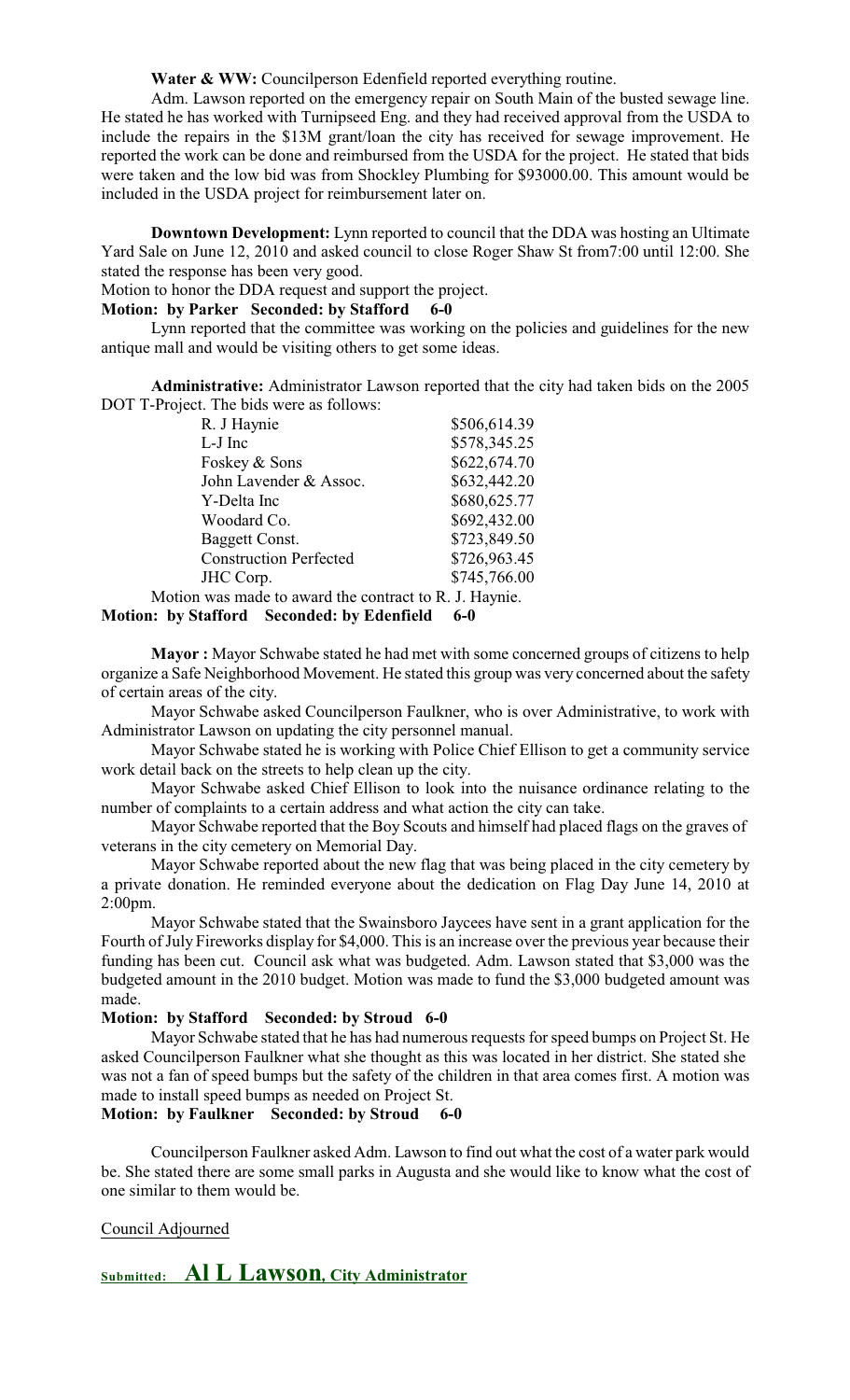**Water & WW:** Councilperson Edenfield reported everything routine.

Adm. Lawson reported on the emergency repair on South Main of the busted sewage line. He stated he has worked with Turnipseed Eng. and they had received approval from the USDA to include the repairs in the $13M grant/loan the city has received for sewage improvement. He reported the work can be done and reimbursed from the USDA for the project. He stated that bids were taken and the low bid was from Shockley Plumbing for $93000.00. This amount would be included in the USDA project for reimbursement later on.

**Downtown Development:** Lynn reported to council that the DDA was hosting an Ultimate Yard Sale on June 12, 2010 and asked council to close Roger Shaw St from7:00 until 12:00. She stated the response has been very good.

Motion to honor the DDA request and support the project.

**Motion: by Parker Seconded: by Stafford 6-0**

Lynn reported that the committee was working on the policies and guidelines for the new antique mall and would be visiting others to get some ideas.

**Administrative:** Administrator Lawson reported that the city had taken bids on the 2005 DOT T-Project. The bids were as follows:

| | |
|---|---|
| R. J Haynie | $506,614.39 |
| L-J Inc | $578,345.25 |
| Foskey & Sons | $622,674.70 |
| John Lavender & Assoc. | $632,442.20 |
| Y-Delta Inc | $680,625.77 |
| Woodard Co. | $692,432.00 |
| Baggett Const. | $723,849.50 |
| Construction Perfected | $726,963.45 |
| JHC Corp. | $745,766.00 |

Motion was made to award the contract to R. J. Haynie.

**Motion: by Stafford Seconded: by Edenfield 6-0**

**Mayor :** Mayor Schwabe stated he had met with some concerned groups of citizens to help organize a Safe Neighborhood Movement. He stated this group was very concerned about the safety of certain areas of the city.

Mayor Schwabe asked Councilperson Faulkner, who is over Administrative, to work with Administrator Lawson on updating the city personnel manual.

Mayor Schwabe stated he is working with Police Chief Ellison to get a community service work detail back on the streets to help clean up the city.

Mayor Schwabe asked Chief Ellison to look into the nuisance ordinance relating to the number of complaints to a certain address and what action the city can take.

Mayor Schwabe reported that the Boy Scouts and himself had placed flags on the graves of veterans in the city cemetery on Memorial Day.

Mayor Schwabe reported about the new flag that was being placed in the city cemetery by a private donation. He reminded everyone about the dedication on Flag Day June 14, 2010 at 2:00pm.

Mayor Schwabe stated that the Swainsboro Jaycees have sent in a grant application for the Fourth of July Fireworks display for $4,000. This is an increase over the previous year because their funding has been cut. Council ask what was budgeted. Adm. Lawson stated that $3,000 was the budgeted amount in the 2010 budget. Motion was made to fund the $3,000 budgeted amount was made.

**Motion: by Stafford Seconded: by Stroud 6-0**

Mayor Schwabe stated that he has had numerous requests for speed bumps on Project St. He asked Councilperson Faulkner what she thought as this was located in her district. She stated she was not a fan of speed bumps but the safety of the children in that area comes first. A motion was made to install speed bumps as needed on Project St.

**Motion: by Faulkner Seconded: by Stroud 6-0**

Councilperson Faulkner asked Adm. Lawson to find out what the cost of a water park would be. She stated there are some small parks in Augusta and she would like to know what the cost of one similar to them would be.

Council Adjourned

**Submitted: Al L Lawson, City Administrator**